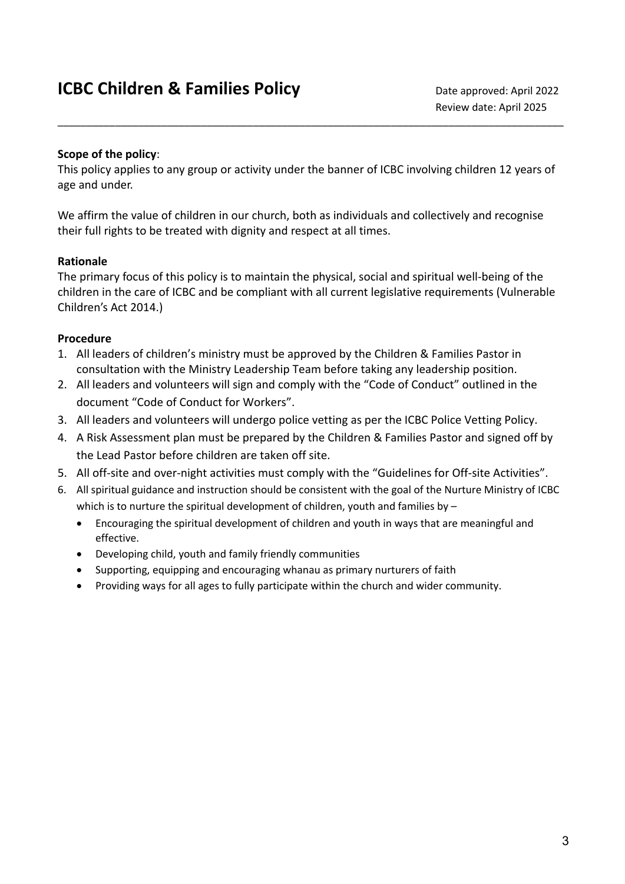# ICBC Children & Families Policy

Date approved: April 2022
Review date: April 2025

---

**Scope of the policy**:
This policy applies to any group or activity under the banner of ICBC involving children 12 years of age and under.

We affirm the value of children in our church, both as individuals and collectively and recognise their full rights to be treated with dignity and respect at all times.

**Rationale**
The primary focus of this policy is to maintain the physical, social and spiritual well-being of the children in the care of ICBC and be compliant with all current legislative requirements (Vulnerable Children's Act 2014.)

**Procedure**

1. All leaders of children's ministry must be approved by the Children & Families Pastor in consultation with the Ministry Leadership Team before taking any leadership position.
2. All leaders and volunteers will sign and comply with the "Code of Conduct" outlined in the document "Code of Conduct for Workers".
3. All leaders and volunteers will undergo police vetting as per the ICBC Police Vetting Policy.
4. A Risk Assessment plan must be prepared by the Children & Families Pastor and signed off by the Lead Pastor before children are taken off site.
5. All off-site and over-night activities must comply with the "Guidelines for Off-site Activities".
6. All spiritual guidance and instruction should be consistent with the goal of the Nurture Ministry of ICBC which is to nurture the spiritual development of children, youth and families by –
   - Encouraging the spiritual development of children and youth in ways that are meaningful and effective.
   - Developing child, youth and family friendly communities
   - Supporting, equipping and encouraging whanau as primary nurturers of faith
   - Providing ways for all ages to fully participate within the church and wider community.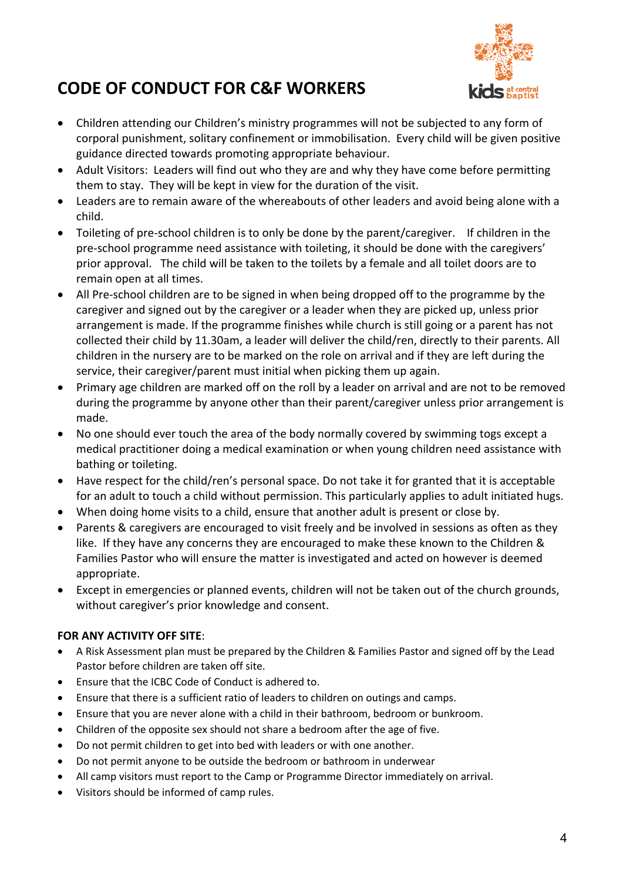# CODE OF CONDUCT FOR C&F WORKERS

- Children attending our Children's ministry programmes will not be subjected to any form of corporal punishment, solitary confinement or immobilisation. Every child will be given positive guidance directed towards promoting appropriate behaviour.
- Adult Visitors: Leaders will find out who they are and why they have come before permitting them to stay. They will be kept in view for the duration of the visit.
- Leaders are to remain aware of the whereabouts of other leaders and avoid being alone with a child.
- Toileting of pre-school children is to only be done by the parent/caregiver. If children in the pre-school programme need assistance with toileting, it should be done with the caregivers' prior approval. The child will be taken to the toilets by a female and all toilet doors are to remain open at all times.
- All Pre-school children are to be signed in when being dropped off to the programme by the caregiver and signed out by the caregiver or a leader when they are picked up, unless prior arrangement is made. If the programme finishes while church is still going or a parent has not collected their child by 11.30am, a leader will deliver the child/ren, directly to their parents. All children in the nursery are to be marked on the role on arrival and if they are left during the service, their caregiver/parent must initial when picking them up again.
- Primary age children are marked off on the roll by a leader on arrival and are not to be removed during the programme by anyone other than their parent/caregiver unless prior arrangement is made.
- No one should ever touch the area of the body normally covered by swimming togs except a medical practitioner doing a medical examination or when young children need assistance with bathing or toileting.
- Have respect for the child/ren's personal space. Do not take it for granted that it is acceptable for an adult to touch a child without permission. This particularly applies to adult initiated hugs.
- When doing home visits to a child, ensure that another adult is present or close by.
- Parents & caregivers are encouraged to visit freely and be involved in sessions as often as they like. If they have any concerns they are encouraged to make these known to the Children & Families Pastor who will ensure the matter is investigated and acted on however is deemed appropriate.
- Except in emergencies or planned events, children will not be taken out of the church grounds, without caregiver's prior knowledge and consent.

**FOR ANY ACTIVITY OFF SITE**:

- A Risk Assessment plan must be prepared by the Children & Families Pastor and signed off by the Lead Pastor before children are taken off site.
- Ensure that the ICBC Code of Conduct is adhered to.
- Ensure that there is a sufficient ratio of leaders to children on outings and camps.
- Ensure that you are never alone with a child in their bathroom, bedroom or bunkroom.
- Children of the opposite sex should not share a bedroom after the age of five.
- Do not permit children to get into bed with leaders or with one another.
- Do not permit anyone to be outside the bedroom or bathroom in underwear
- All camp visitors must report to the Camp or Programme Director immediately on arrival.
- Visitors should be informed of camp rules.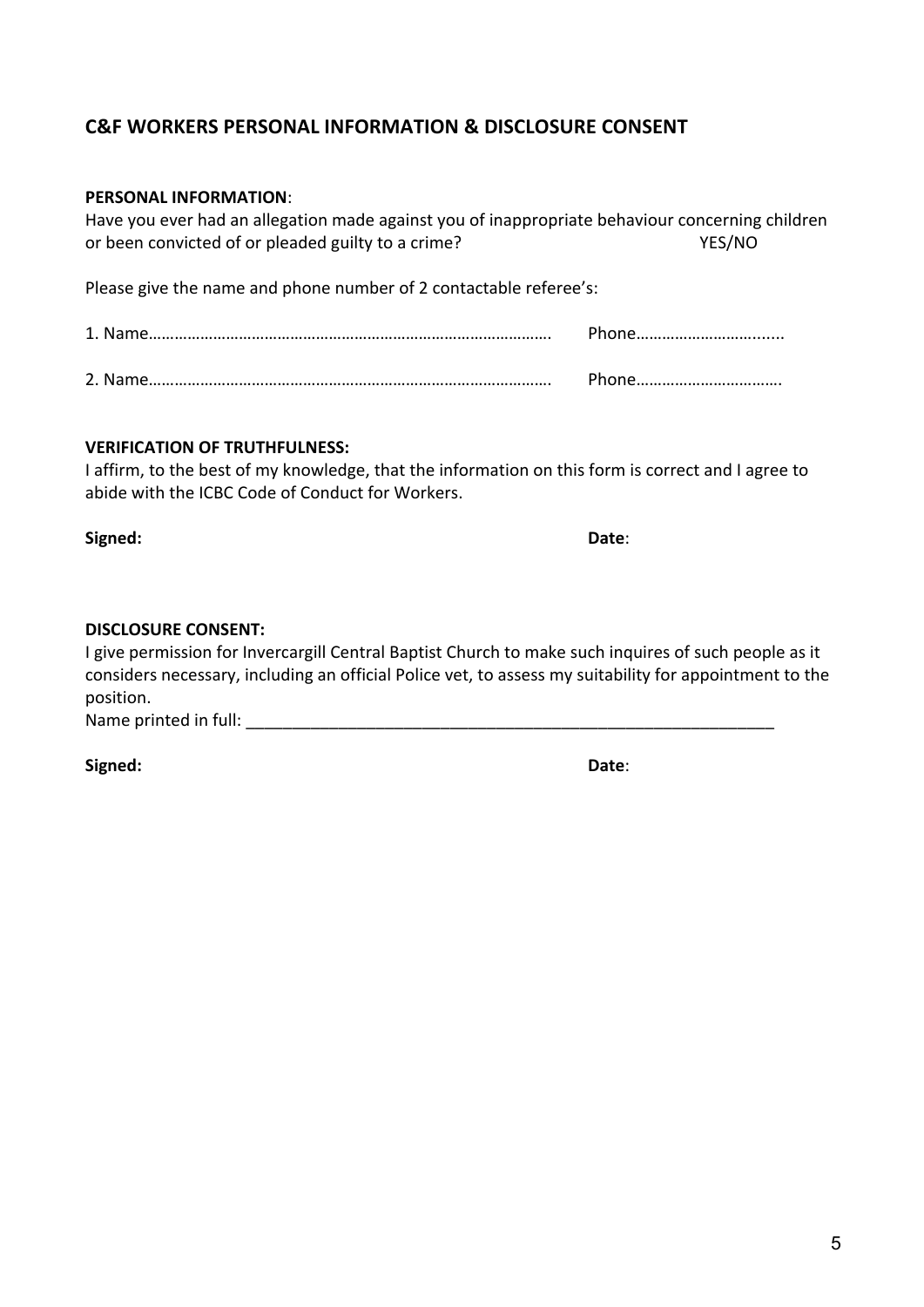## C&F WORKERS PERSONAL INFORMATION & DISCLOSURE CONSENT

**PERSONAL INFORMATION**:

Have you ever had an allegation made against you of inappropriate behaviour concerning children or been convicted of or pleaded guilty to a crime? YES/NO

Please give the name and phone number of 2 contactable referee's:

1. Name………………………………………………………………………………. Phone………………………......

2. Name………………………………………………………………………………. Phone…………………………….

**VERIFICATION OF TRUTHFULNESS:**

I affirm, to the best of my knowledge, that the information on this form is correct and I agree to abide with the ICBC Code of Conduct for Workers.

**Signed:** **Date**:

**DISCLOSURE CONSENT:**

I give permission for Invercargill Central Baptist Church to make such inquires of such people as it considers necessary, including an official Police vet, to assess my suitability for appointment to the position.

Name printed in full: ___________________________________________________________

**Signed:** **Date**: